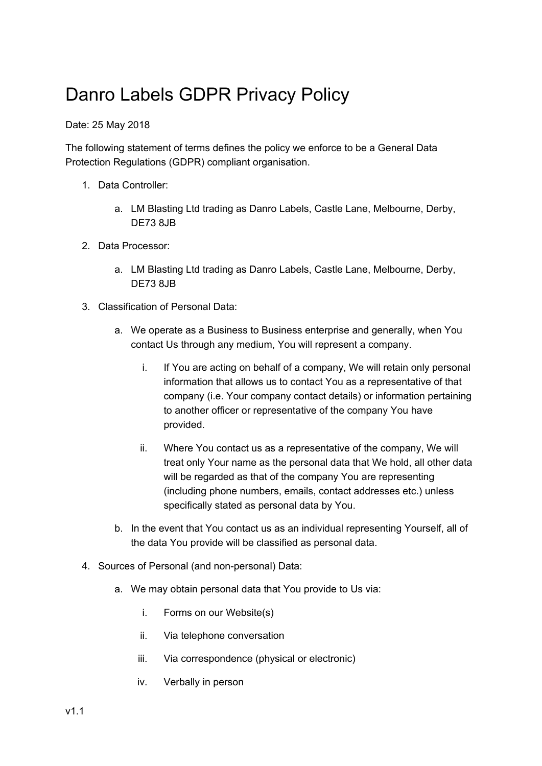# Danro Labels GDPR Privacy Policy

Date: 25 May 2018

The following statement of terms defines the policy we enforce to be a General Data Protection Regulations (GDPR) compliant organisation.

1. Data Controller:
    a. LM Blasting Ltd trading as Danro Labels, Castle Lane, Melbourne, Derby, DE73 8JB
2. Data Processor:
    a. LM Blasting Ltd trading as Danro Labels, Castle Lane, Melbourne, Derby, DE73 8JB
3. Classification of Personal Data:
    a. We operate as a Business to Business enterprise and generally, when You contact Us through any medium, You will represent a company.
        i. If You are acting on behalf of a company, We will retain only personal information that allows us to contact You as a representative of that company (i.e. Your company contact details) or information pertaining to another officer or representative of the company You have provided.
        ii. Where You contact us as a representative of the company, We will treat only Your name as the personal data that We hold, all other data will be regarded as that of the company You are representing (including phone numbers, emails, contact addresses etc.) unless specifically stated as personal data by You.
    b. In the event that You contact us as an individual representing Yourself, all of the data You provide will be classified as personal data.
4. Sources of Personal (and non-personal) Data:
    a. We may obtain personal data that You provide to Us via:
        i. Forms on our Website(s)
        ii. Via telephone conversation
        iii. Via correspondence (physical or electronic)
        iv. Verbally in person

v1.1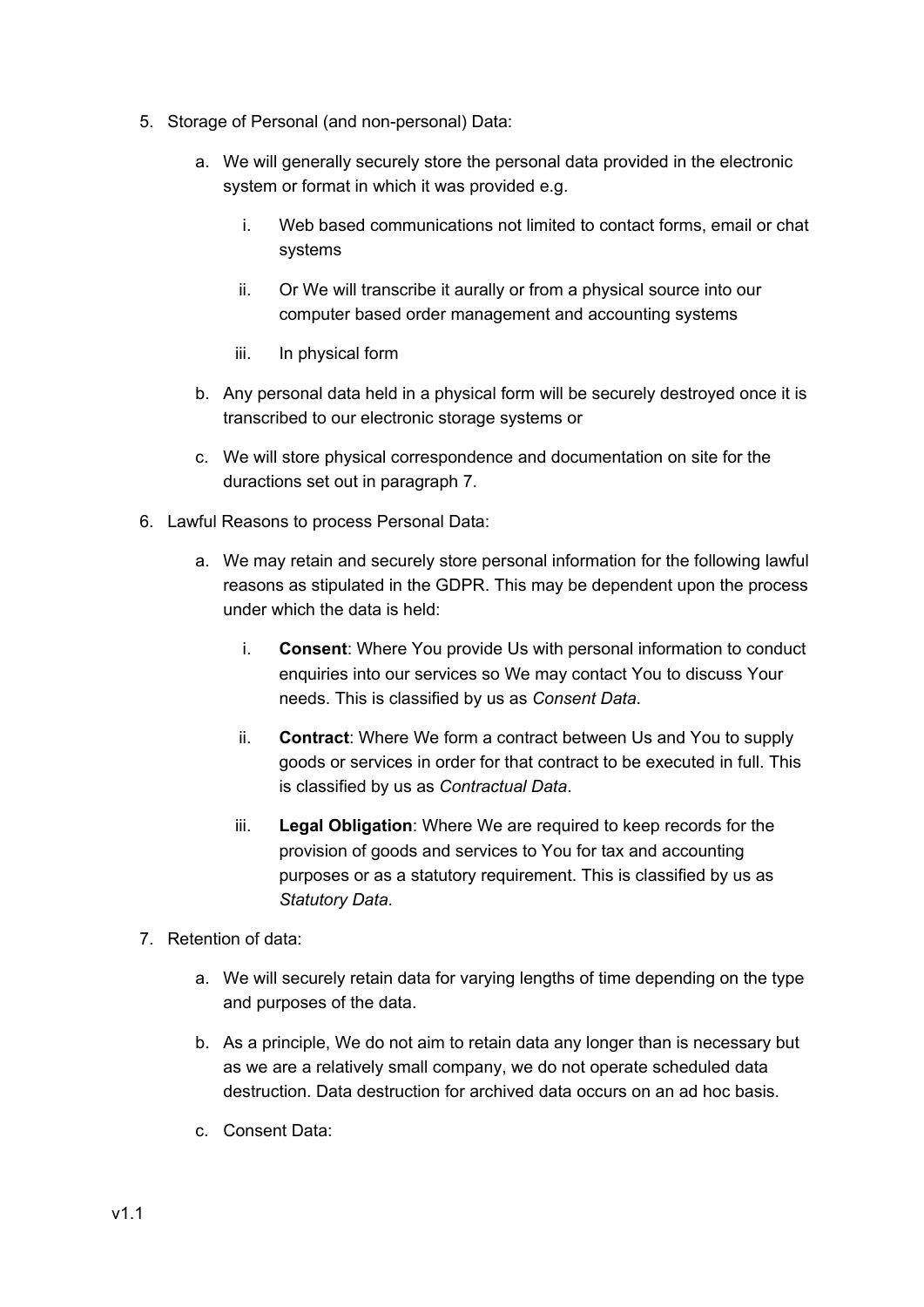5. Storage of Personal (and non-personal) Data:

    a. We will generally securely store the personal data provided in the electronic system or format in which it was provided e.g.

        i. Web based communications not limited to contact forms, email or chat systems

        ii. Or We will transcribe it aurally or from a physical source into our computer based order management and accounting systems

        iii. In physical form

    b. Any personal data held in a physical form will be securely destroyed once it is transcribed to our electronic storage systems or

    c. We will store physical correspondence and documentation on site for the durations set out in paragraph 7.

6. Lawful Reasons to process Personal Data:

    a. We may retain and securely store personal information for the following lawful reasons as stipulated in the GDPR. This may be dependent upon the process under which the data is held:

        i. **Consent**: Where You provide Us with personal information to conduct enquiries into our services so We may contact You to discuss Your needs. This is classified by us as *Consent Data*.

        ii. **Contract**: Where We form a contract between Us and You to supply goods or services in order for that contract to be executed in full. This is classified by us as *Contractual Data*.

        iii. **Legal Obligation**: Where We are required to keep records for the provision of goods and services to You for tax and accounting purposes or as a statutory requirement. This is classified by us as *Statutory Data*.

7. Retention of data:

    a. We will securely retain data for varying lengths of time depending on the type and purposes of the data.

    b. As a principle, We do not aim to retain data any longer than is necessary but as we are a relatively small company, we do not operate scheduled data destruction. Data destruction for archived data occurs on an ad hoc basis.

    c. Consent Data: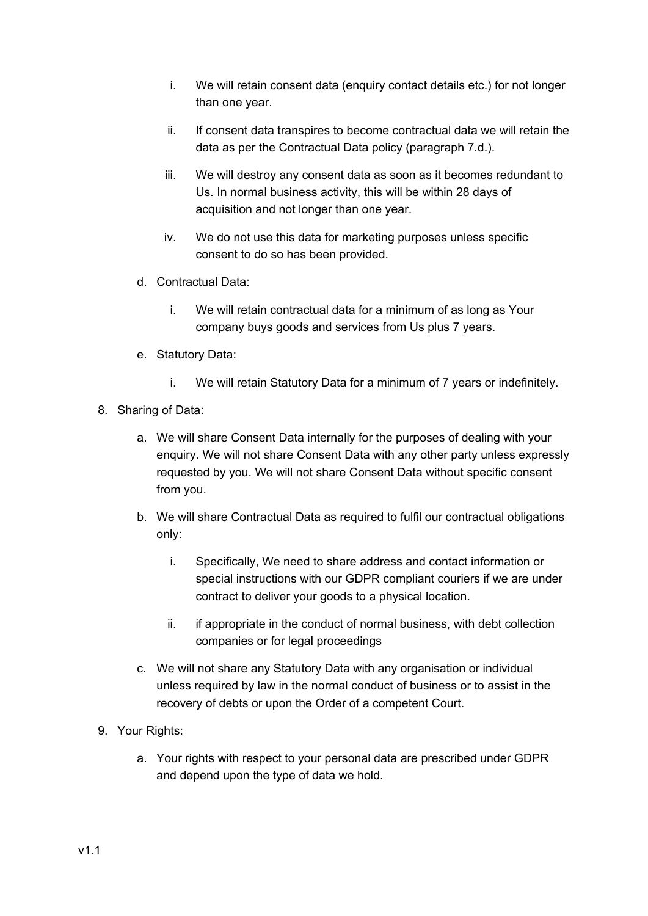i. We will retain consent data (enquiry contact details etc.) for not longer than one year.

   ii. If consent data transpires to become contractual data we will retain the data as per the Contractual Data policy (paragraph 7.d.).

   iii. We will destroy any consent data as soon as it becomes redundant to Us. In normal business activity, this will be within 28 days of acquisition and not longer than one year.

   iv. We do not use this data for marketing purposes unless specific consent to do so has been provided.

d. Contractual Data:

   i. We will retain contractual data for a minimum of as long as Your company buys goods and services from Us plus 7 years.

e. Statutory Data:

   i. We will retain Statutory Data for a minimum of 7 years or indefinitely.

8. Sharing of Data:

   a. We will share Consent Data internally for the purposes of dealing with your enquiry. We will not share Consent Data with any other party unless expressly requested by you. We will not share Consent Data without specific consent from you.

   b. We will share Contractual Data as required to fulfil our contractual obligations only:

      i. Specifically, We need to share address and contact information or special instructions with our GDPR compliant couriers if we are under contract to deliver your goods to a physical location.

      ii. if appropriate in the conduct of normal business, with debt collection companies or for legal proceedings

   c. We will not share any Statutory Data with any organisation or individual unless required by law in the normal conduct of business or to assist in the recovery of debts or upon the Order of a competent Court.

9. Your Rights:

   a. Your rights with respect to your personal data are prescribed under GDPR and depend upon the type of data we hold.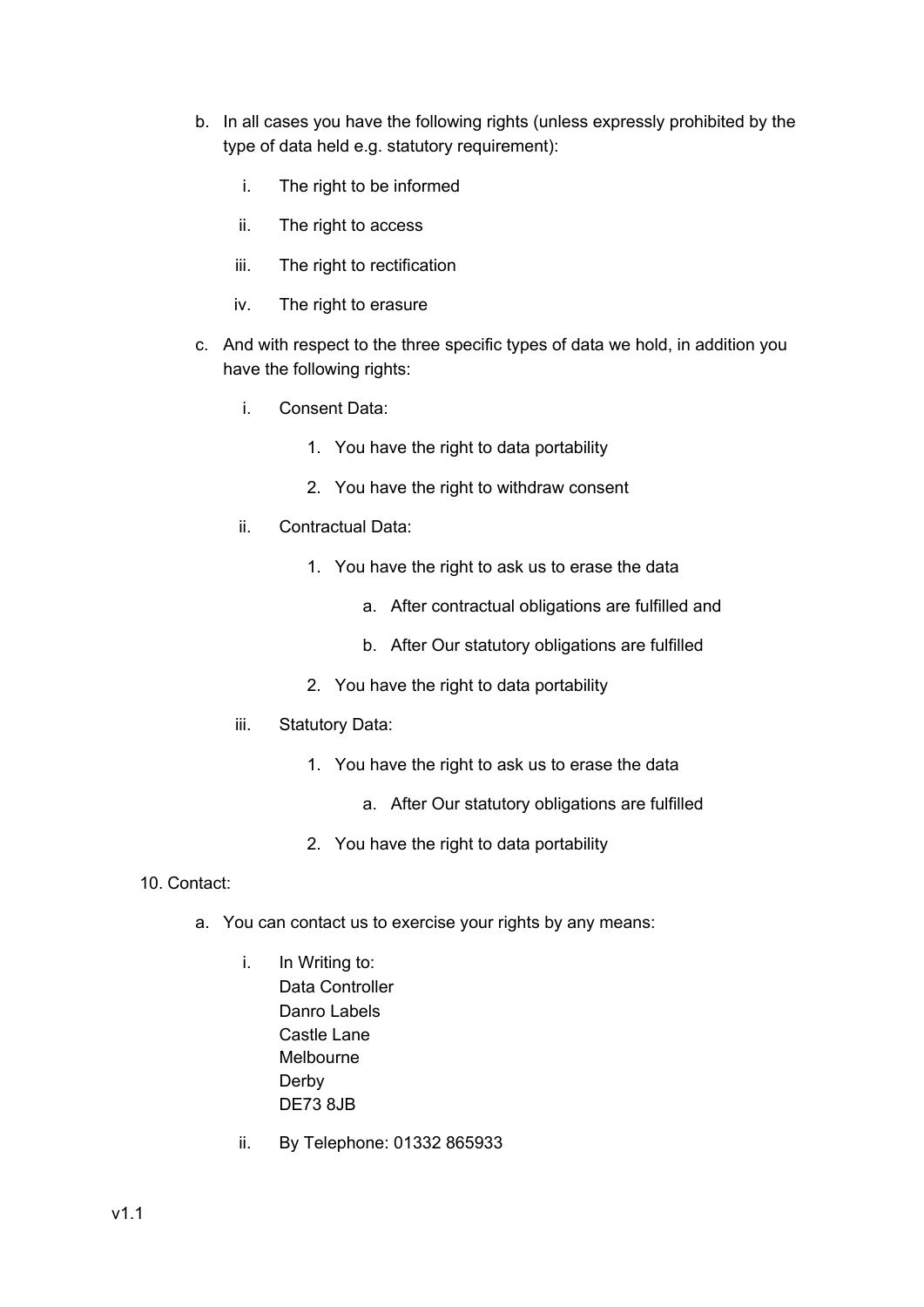b. In all cases you have the following rights (unless expressly prohibited by the type of data held e.g. statutory requirement):

    i. The right to be informed

    ii. The right to access

    iii. The right to rectification

    iv. The right to erasure

c. And with respect to the three specific types of data we hold, in addition you have the following rights:

    i. Consent Data:

        1. You have the right to data portability

        2. You have the right to withdraw consent

    ii. Contractual Data:

        1. You have the right to ask us to erase the data

            a. After contractual obligations are fulfilled and

            b. After Our statutory obligations are fulfilled

        2. You have the right to data portability

    iii. Statutory Data:

        1. You have the right to ask us to erase the data

            a. After Our statutory obligations are fulfilled

        2. You have the right to data portability

10. Contact:

    a. You can contact us to exercise your rights by any means:

        i. In Writing to:
        Data Controller
        Danro Labels
        Castle Lane
        Melbourne
        Derby
        DE73 8JB

        ii. By Telephone: 01332 865933

v1.1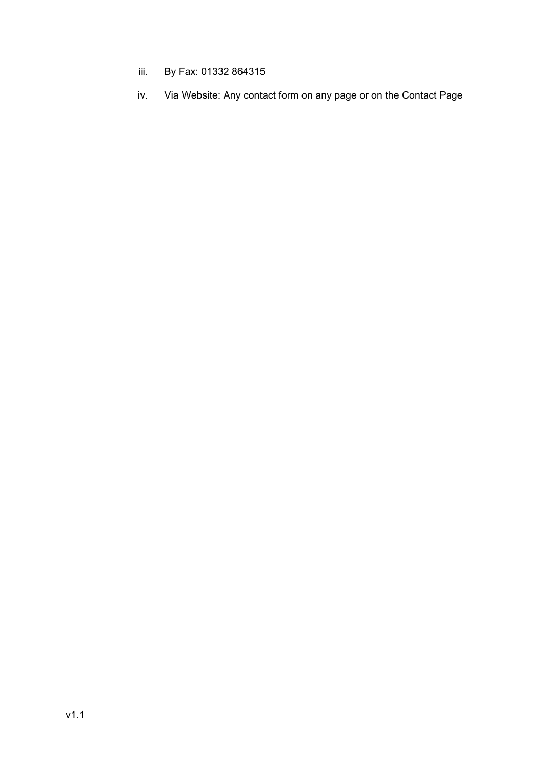iii. By Fax: 01332 864315

iv. Via Website: Any contact form on any page or on the Contact Page

v1.1